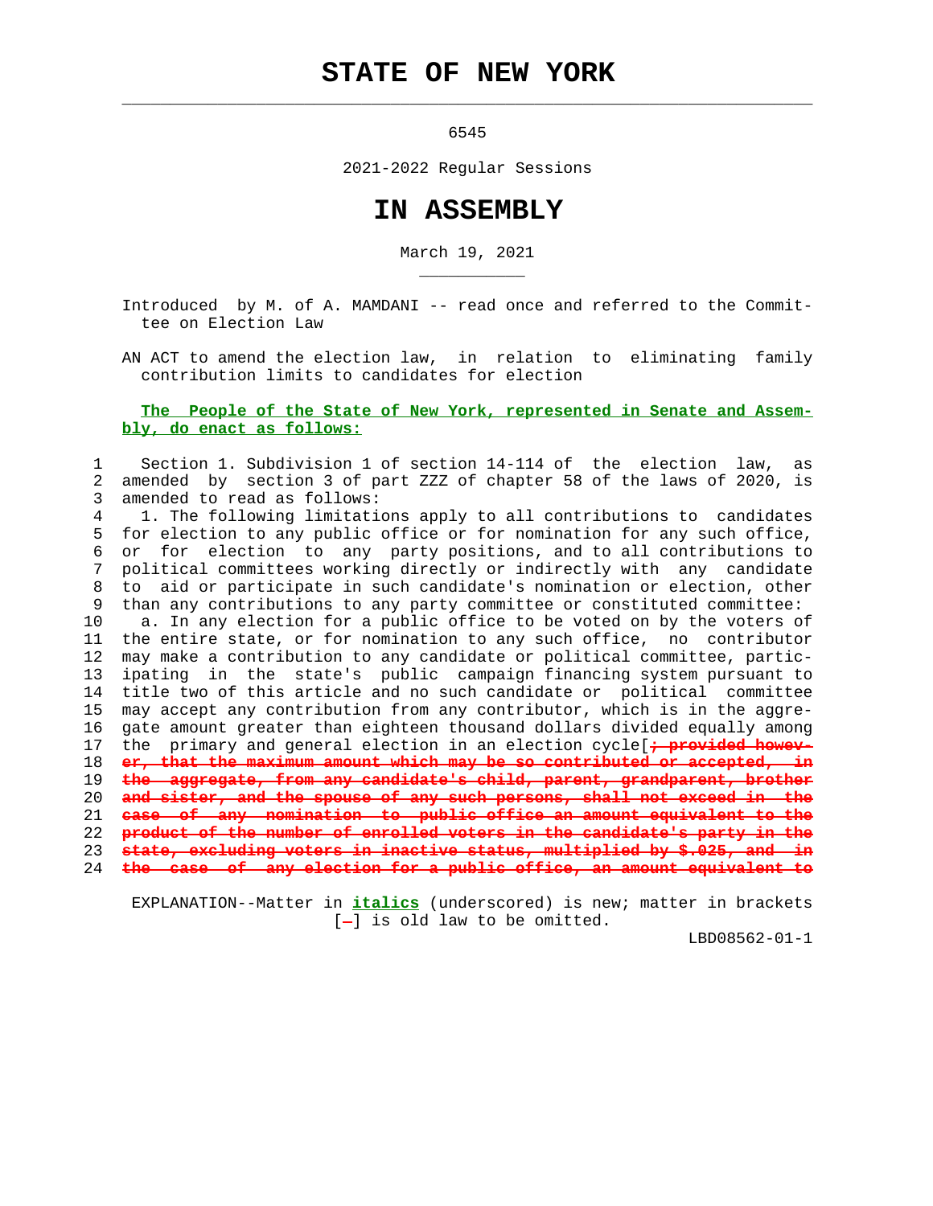# STATE OF NEW YORK

6545

2021-2022 Regular Sessions

# IN ASSEMBLY

March 19, 2021

Introduced by M. of A. MAMDANI -- read once and referred to the Committee on Election Law

AN ACT to amend the election law, in relation to eliminating family contribution limits to candidates for election

**The People of the State of New York, represented in Senate and Assembly, do enact as follows:**

1 Section 1. Subdivision 1 of section 14-114 of the election law, as
2 amended by section 3 of part ZZZ of chapter 58 of the laws of 2020, is
3 amended to read as follows:
4 1. The following limitations apply to all contributions to candidates
5 for election to any public office or for nomination for any such office,
6 or for election to any party positions, and to all contributions to
7 political committees working directly or indirectly with any candidate
8 to aid or participate in such candidate's nomination or election, other
9 than any contributions to any party committee or constituted committee:
10 a. In any election for a public office to be voted on by the voters of
11 the entire state, or for nomination to any such office, no contributor
12 may make a contribution to any candidate or political committee, partic-
13 ipating in the state's public campaign financing system pursuant to
14 title two of this article and no such candidate or political committee
15 may accept any contribution from any contributor, which is in the aggre-
16 gate amount greater than eighteen thousand dollars divided equally among
17 the primary and general election in an election cycle[~~; provided howev-~~
18 ~~er, that the maximum amount which may be so contributed or accepted, in~~
19 ~~the aggregate, from any candidate's child, parent, grandparent, brother~~
20 ~~and sister, and the spouse of any such persons, shall not exceed in the~~
21 ~~case of any nomination to public office an amount equivalent to the~~
22 ~~product of the number of enrolled voters in the candidate's party in the~~
23 ~~state, excluding voters in inactive status, multiplied by $.025, and in~~
24 ~~the case of any election for a public office, an amount equivalent to~~

EXPLANATION--Matter in ***italics*** (underscored) is new; matter in brackets [~~-~~] is old law to be omitted.

LBD08562-01-1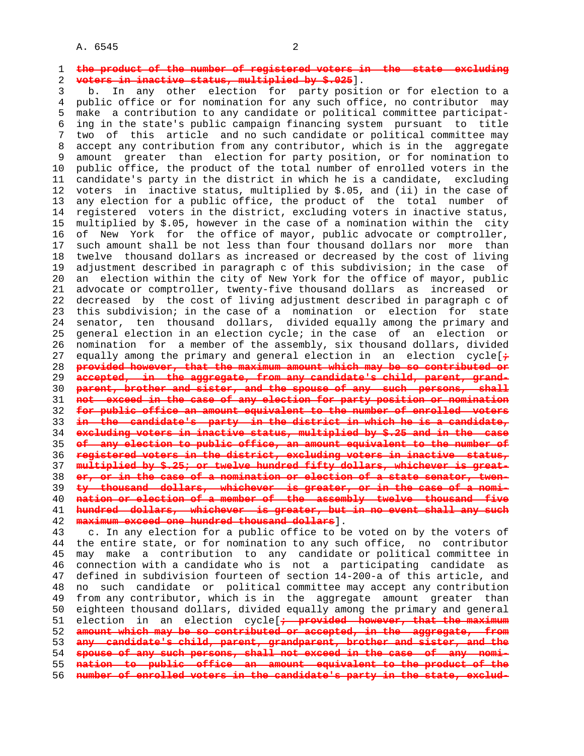~~the product of the number of registered voters in the state excluding voters in inactive status, multiplied by $.025~~].

b. In any other election for party position or for election to a public office or for nomination for any such office, no contributor may make a contribution to any candidate or political committee participating in the state's public campaign financing system pursuant to title two of this article and no such candidate or political committee may accept any contribution from any contributor, which is in the aggregate amount greater than election for party position, or for nomination to public office, the product of the total number of enrolled voters in the candidate's party in the district in which he is a candidate, excluding voters in inactive status, multiplied by $.05, and (ii) in the case of any election for a public office, the product of the total number of registered voters in the district, excluding voters in inactive status, multiplied by $.05, however in the case of a nomination within the city of New York for the office of mayor, public advocate or comptroller, such amount shall be not less than four thousand dollars nor more than twelve thousand dollars as increased or decreased by the cost of living adjustment described in paragraph c of this subdivision; in the case of an election within the city of New York for the office of mayor, public advocate or comptroller, twenty-five thousand dollars as increased or decreased by the cost of living adjustment described in paragraph c of this subdivision; in the case of a nomination or election for state senator, ten thousand dollars, divided equally among the primary and general election in an election cycle; in the case of an election or nomination for a member of the assembly, six thousand dollars, divided equally among the primary and general election in an election cycle[~~; provided however, that the maximum amount which may be so contributed or accepted, in the aggregate, from any candidate's child, parent, grandparent, brother and sister, and the spouse of any such persons, shall not exceed in the case of any election for party position or nomination for public office an amount equivalent to the number of enrolled voters in the candidate's party in the district in which he is a candidate, excluding voters in inactive status, multiplied by $.25 and in the case of any election to public office, an amount equivalent to the number of registered voters in the district, excluding voters in inactive status, multiplied by $.25; or twelve hundred fifty dollars, whichever is greater, or in the case of a nomination or election of a state senator, twenty thousand dollars, whichever is greater, or in the case of a nomination or election of a member of the assembly twelve thousand five hundred dollars, whichever is greater, but in no event shall any such maximum exceed one hundred thousand dollars~~].

c. In any election for a public office to be voted on by the voters of the entire state, or for nomination to any such office, no contributor may make a contribution to any candidate or political committee in connection with a candidate who is not a participating candidate as defined in subdivision fourteen of section 14-200-a of this article, and no such candidate or political committee may accept any contribution from any contributor, which is in the aggregate amount greater than eighteen thousand dollars, divided equally among the primary and general election in an election cycle[~~; provided however, that the maximum amount which may be so contributed or accepted, in the aggregate, from any candidate's child, parent, grandparent, brother and sister, and the spouse of any such persons, shall not exceed in the case of any nomination to public office an amount equivalent to the product of the number of enrolled voters in the candidate's party in the state, exclud-~~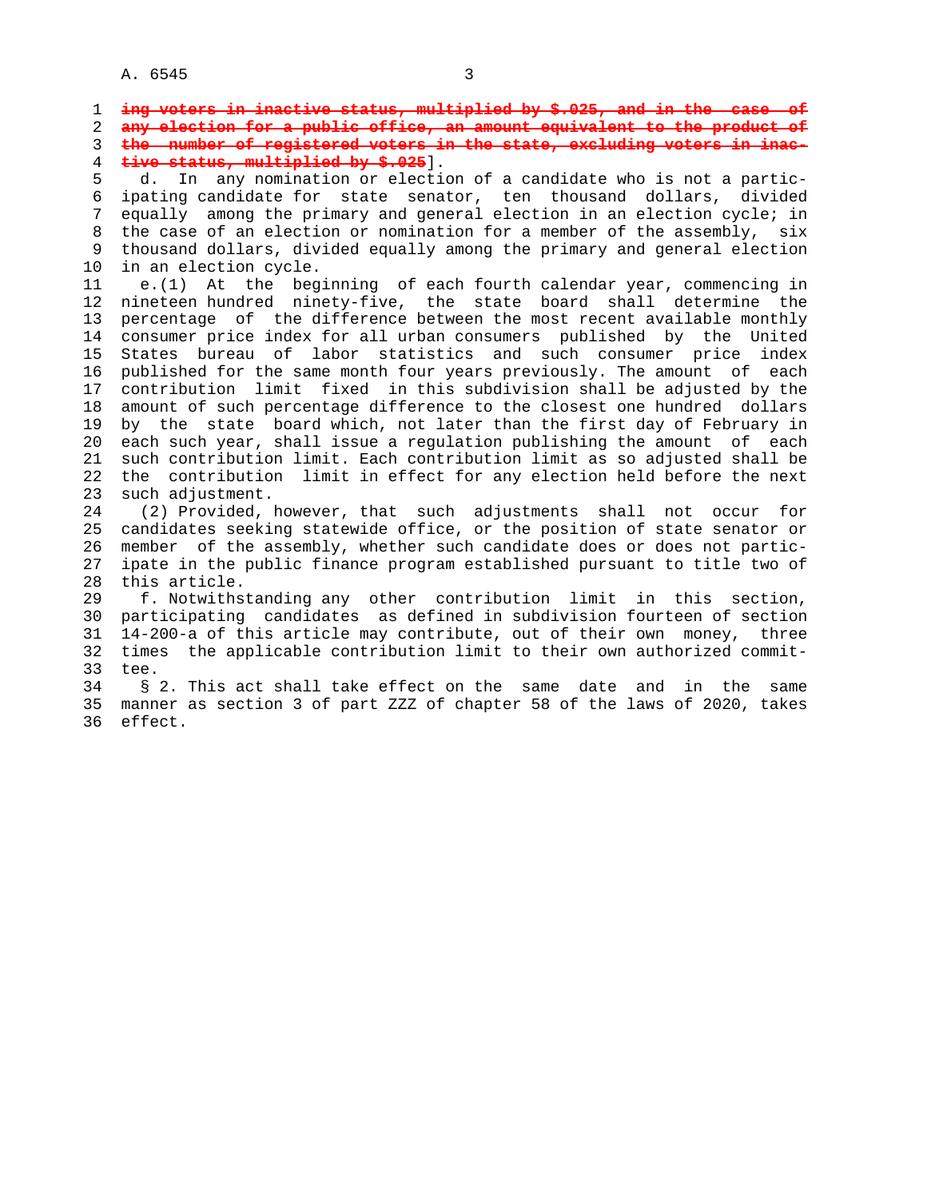~~ing voters in inactive status, multiplied by $.025, and in the case of any election for a public office, an amount equivalent to the product of the number of registered voters in the state, excluding voters in inactive status, multiplied by $.025~~].

d. In any nomination or election of a candidate who is not a participating candidate for state senator, ten thousand dollars, divided equally among the primary and general election in an election cycle; in the case of an election or nomination for a member of the assembly, six thousand dollars, divided equally among the primary and general election in an election cycle.

e.(1) At the beginning of each fourth calendar year, commencing in nineteen hundred ninety-five, the state board shall determine the percentage of the difference between the most recent available monthly consumer price index for all urban consumers published by the United States bureau of labor statistics and such consumer price index published for the same month four years previously. The amount of each contribution limit fixed in this subdivision shall be adjusted by the amount of such percentage difference to the closest one hundred dollars by the state board which, not later than the first day of February in each such year, shall issue a regulation publishing the amount of each such contribution limit. Each contribution limit as so adjusted shall be the contribution limit in effect for any election held before the next such adjustment.

(2) Provided, however, that such adjustments shall not occur for candidates seeking statewide office, or the position of state senator or member of the assembly, whether such candidate does or does not participate in the public finance program established pursuant to title two of this article.

f. Notwithstanding any other contribution limit in this section, participating candidates as defined in subdivision fourteen of section 14-200-a of this article may contribute, out of their own money, three times the applicable contribution limit to their own authorized committee.

§ 2. This act shall take effect on the same date and in the same manner as section 3 of part ZZZ of chapter 58 of the laws of 2020, takes effect.